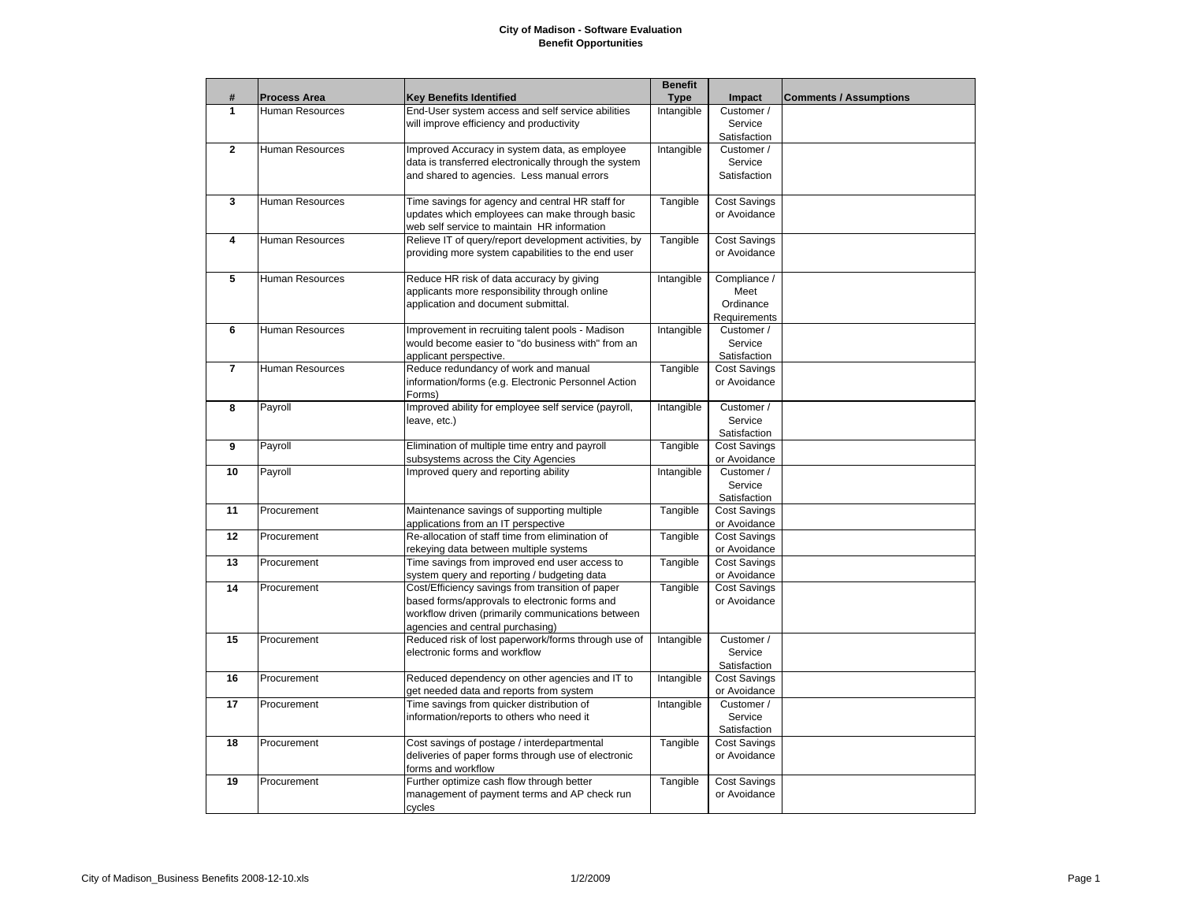**City of Madison - Software Evaluation**
**Benefit Opportunities**

| # | Process Area | Key Benefits Identified | Benefit Type | Impact | Comments / Assumptions |
|---|---|---|---|---|---|
| 1 | Human Resources | End-User system access and self service abilities will improve efficiency and productivity | Intangible | Customer / Service Satisfaction | |
| 2 | Human Resources | Improved Accuracy in system data, as employee data is transferred electronically through the system and shared to agencies. Less manual errors | Intangible | Customer / Service Satisfaction | |
| 3 | Human Resources | Time savings for agency and central HR staff for updates which employees can make through basic web self service to maintain HR information | Tangible | Cost Savings or Avoidance | |
| 4 | Human Resources | Relieve IT of query/report development activities, by providing more system capabilities to the end user | Tangible | Cost Savings or Avoidance | |
| 5 | Human Resources | Reduce HR risk of data accuracy by giving applicants more responsibility through online application and document submittal. | Intangible | Compliance / Meet Ordinance Requirements | |
| 6 | Human Resources | Improvement in recruiting talent pools - Madison would become easier to "do business with" from an applicant perspective. | Intangible | Customer / Service Satisfaction | |
| 7 | Human Resources | Reduce redundancy of work and manual information/forms (e.g. Electronic Personnel Action Forms) | Tangible | Cost Savings or Avoidance | |
| 8 | Payroll | Improved ability for employee self service (payroll, leave, etc.) | Intangible | Customer / Service Satisfaction | |
| 9 | Payroll | Elimination of multiple time entry and payroll subsystems across the City Agencies | Tangible | Cost Savings or Avoidance | |
| 10 | Payroll | Improved query and reporting ability | Intangible | Customer / Service Satisfaction | |
| 11 | Procurement | Maintenance savings of supporting multiple applications from an IT perspective | Tangible | Cost Savings or Avoidance | |
| 12 | Procurement | Re-allocation of staff time from elimination of rekeying data between multiple systems | Tangible | Cost Savings or Avoidance | |
| 13 | Procurement | Time savings from improved end user access to system query and reporting / budgeting data | Tangible | Cost Savings or Avoidance | |
| 14 | Procurement | Cost/Efficiency savings from transition of paper based forms/approvals to electronic forms and workflow driven (primarily communications between agencies and central purchasing) | Tangible | Cost Savings or Avoidance | |
| 15 | Procurement | Reduced risk of lost paperwork/forms through use of electronic forms and workflow | Intangible | Customer / Service Satisfaction | |
| 16 | Procurement | Reduced dependency on other agencies and IT to get needed data and reports from system | Intangible | Cost Savings or Avoidance | |
| 17 | Procurement | Time savings from quicker distribution of information/reports to others who need it | Intangible | Customer / Service Satisfaction | |
| 18 | Procurement | Cost savings of postage / interdepartmental deliveries of paper forms through use of electronic forms and workflow | Tangible | Cost Savings or Avoidance | |
| 19 | Procurement | Further optimize cash flow through better management of payment terms and AP check run cycles | Tangible | Cost Savings or Avoidance | |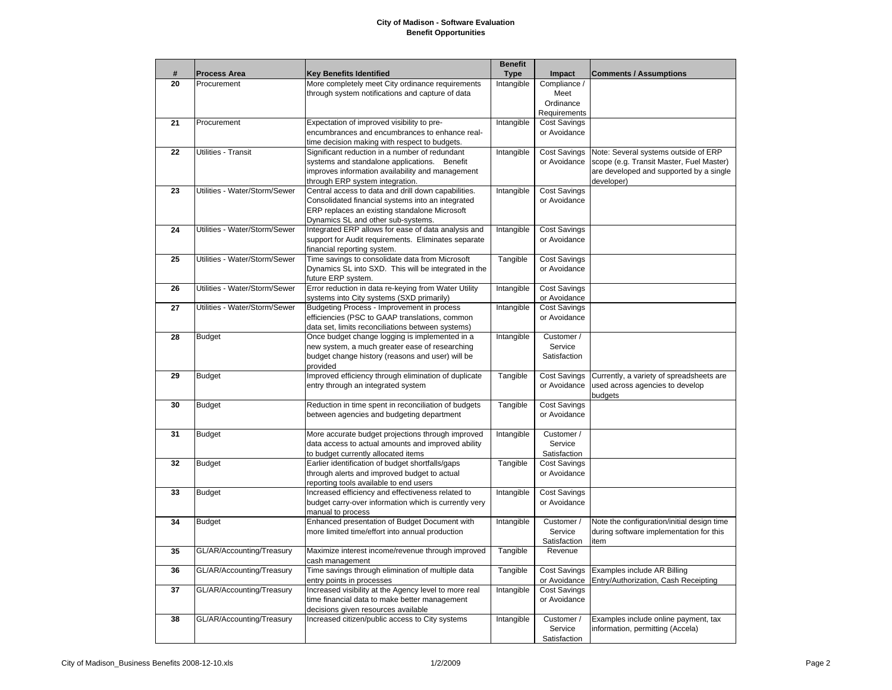**City of Madison - Software Evaluation**
**Benefit Opportunities**

| # | Process Area | Key Benefits Identified | Benefit Type | Impact | Comments / Assumptions |
|---|---|---|---|---|---|
| 20 | Procurement | More completely meet City ordinance requirements through system notifications and capture of data | Intangible | Compliance / Meet Ordinance Requirements | |
| 21 | Procurement | Expectation of improved visibility to pre-encumbrances and encumbrances to enhance real-time decision making with respect to budgets. | Intangible | Cost Savings or Avoidance | |
| 22 | Utilities - Transit | Significant reduction in a number of redundant systems and standalone applications. Benefit improves information availability and management through ERP system integration. | Intangible | Cost Savings or Avoidance | Note: Several systems outside of ERP scope (e.g. Transit Master, Fuel Master) are developed and supported by a single developer) |
| 23 | Utilities - Water/Storm/Sewer | Central access to data and drill down capabilities. Consolidated financial systems into an integrated ERP replaces an existing standalone Microsoft Dynamics SL and other sub-systems. | Intangible | Cost Savings or Avoidance | |
| 24 | Utilities - Water/Storm/Sewer | Integrated ERP allows for ease of data analysis and support for Audit requirements. Eliminates separate financial reporting system. | Intangible | Cost Savings or Avoidance | |
| 25 | Utilities - Water/Storm/Sewer | Time savings to consolidate data from Microsoft Dynamics SL into SXD. This will be integrated in the future ERP system. | Tangible | Cost Savings or Avoidance | |
| 26 | Utilities - Water/Storm/Sewer | Error reduction in data re-keying from Water Utility systems into City systems (SXD primarily) | Intangible | Cost Savings or Avoidance | |
| 27 | Utilities - Water/Storm/Sewer | Budgeting Process - Improvement in process efficiencies (PSC to GAAP translations, common data set, limits reconciliations between systems) | Intangible | Cost Savings or Avoidance | |
| 28 | Budget | Once budget change logging is implemented in a new system, a much greater ease of researching budget change history (reasons and user) will be provided | Intangible | Customer / Service Satisfaction | |
| 29 | Budget | Improved efficiency through elimination of duplicate entry through an integrated system | Tangible | Cost Savings or Avoidance | Currently, a variety of spreadsheets are used across agencies to develop budgets |
| 30 | Budget | Reduction in time spent in reconciliation of budgets between agencies and budgeting department | Tangible | Cost Savings or Avoidance | |
| 31 | Budget | More accurate budget projections through improved data access to actual amounts and improved ability to budget currently allocated items | Intangible | Customer / Service Satisfaction | |
| 32 | Budget | Earlier identification of budget shortfalls/gaps through alerts and improved budget to actual reporting tools available to end users | Tangible | Cost Savings or Avoidance | |
| 33 | Budget | Increased efficiency and effectiveness related to budget carry-over information which is currently very manual to process | Intangible | Cost Savings or Avoidance | |
| 34 | Budget | Enhanced presentation of Budget Document with more limited time/effort into annual production | Intangible | Customer / Service Satisfaction | Note the configuration/initial design time during software implementation for this item |
| 35 | GL/AR/Accounting/Treasury | Maximize interest income/revenue through improved cash management | Tangible | Revenue | |
| 36 | GL/AR/Accounting/Treasury | Time savings through elimination of multiple data entry points in processes | Tangible | Cost Savings or Avoidance | Examples include AR Billing Entry/Authorization, Cash Receipting |
| 37 | GL/AR/Accounting/Treasury | Increased visibility at the Agency level to more real time financial data to make better management decisions given resources available | Intangible | Cost Savings or Avoidance | |
| 38 | GL/AR/Accounting/Treasury | Increased citizen/public access to City systems | Intangible | Customer / Service Satisfaction | Examples include online payment, tax information, permitting (Accela) |